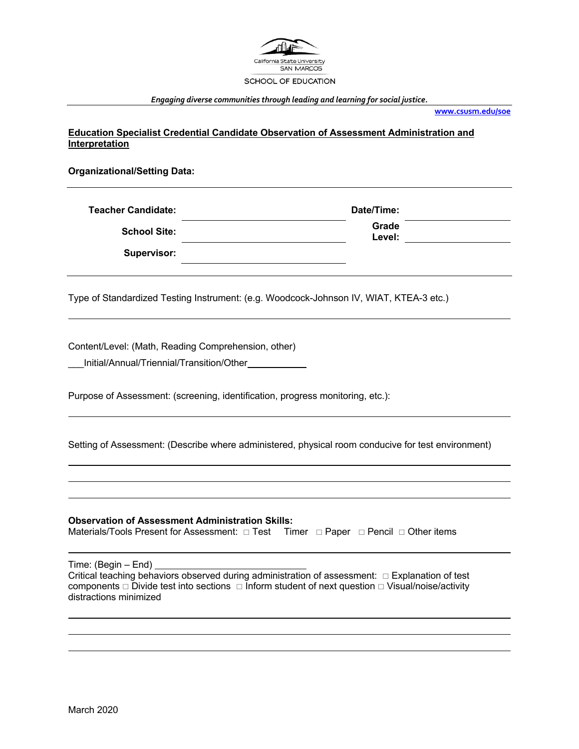California State University
SAN MARCOS

SCHOOL OF EDUCATION

***Engaging diverse communities through leading and learning for social justice.***

www.csusm.edu/soe

**Education Specialist Credential Candidate Observation of Assessment Administration and Interpretation**

**Organizational/Setting Data:**

| | | | |
|---|---|---|---|
| **Teacher Candidate:** | | **Date/Time:** | |
| **School Site:** | | **Grade Level:** | |
| **Supervisor:** | | | |

Type of Standardized Testing Instrument: (e.g. Woodcock-Johnson IV, WIAT, KTEA-3 etc.)

______________________________________________

Content/Level: (Math, Reading Comprehension, other)

___Initial/Annual/Triennial/Transition/Other__________

Purpose of Assessment: (screening, identification, progress monitoring, etc.):

______________________________________________

Setting of Assessment: (Describe where administered, physical room conducive for test environment)

______________________________________________

______________________________________________

______________________________________________

**Observation of Assessment Administration Skills:**

Materials/Tools Present for Assessment: □ Test Timer □ Paper □ Pencil □ Other items

______________________________________________

Time: (Begin – End) ______________________________

Critical teaching behaviors observed during administration of assessment: □ Explanation of test components □ Divide test into sections □ Inform student of next question □ Visual/noise/activity distractions minimized

______________________________________________

______________________________________________

______________________________________________

March 2020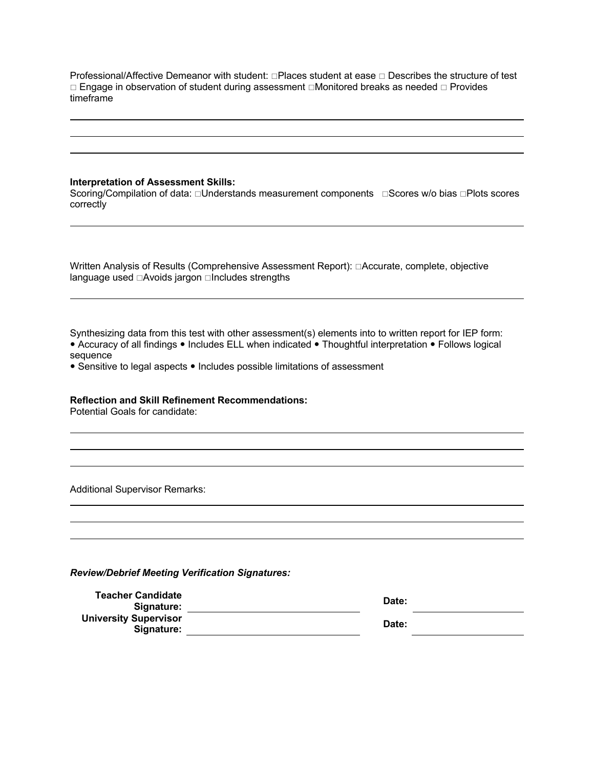Professional/Affective Demeanor with student: □Places student at ease □ Describes the structure of test □ Engage in observation of student during assessment □Monitored breaks as needed □ Provides timeframe

**Interpretation of Assessment Skills:**
Scoring/Compilation of data: □Understands measurement components □Scores w/o bias □Plots scores correctly

Written Analysis of Results (Comprehensive Assessment Report): □Accurate, complete, objective language used □Avoids jargon □Includes strengths

Synthesizing data from this test with other assessment(s) elements into to written report for IEP form:
• Accuracy of all findings • Includes ELL when indicated • Thoughtful interpretation • Follows logical sequence
• Sensitive to legal aspects • Includes possible limitations of assessment

**Reflection and Skill Refinement Recommendations:**
Potential Goals for candidate:

Additional Supervisor Remarks:

***Review/Debrief Meeting Verification Signatures:***

**Teacher Candidate Signature:** ______________________ **Date:** ____________

**University Supervisor Signature:** ______________________ **Date:** ____________